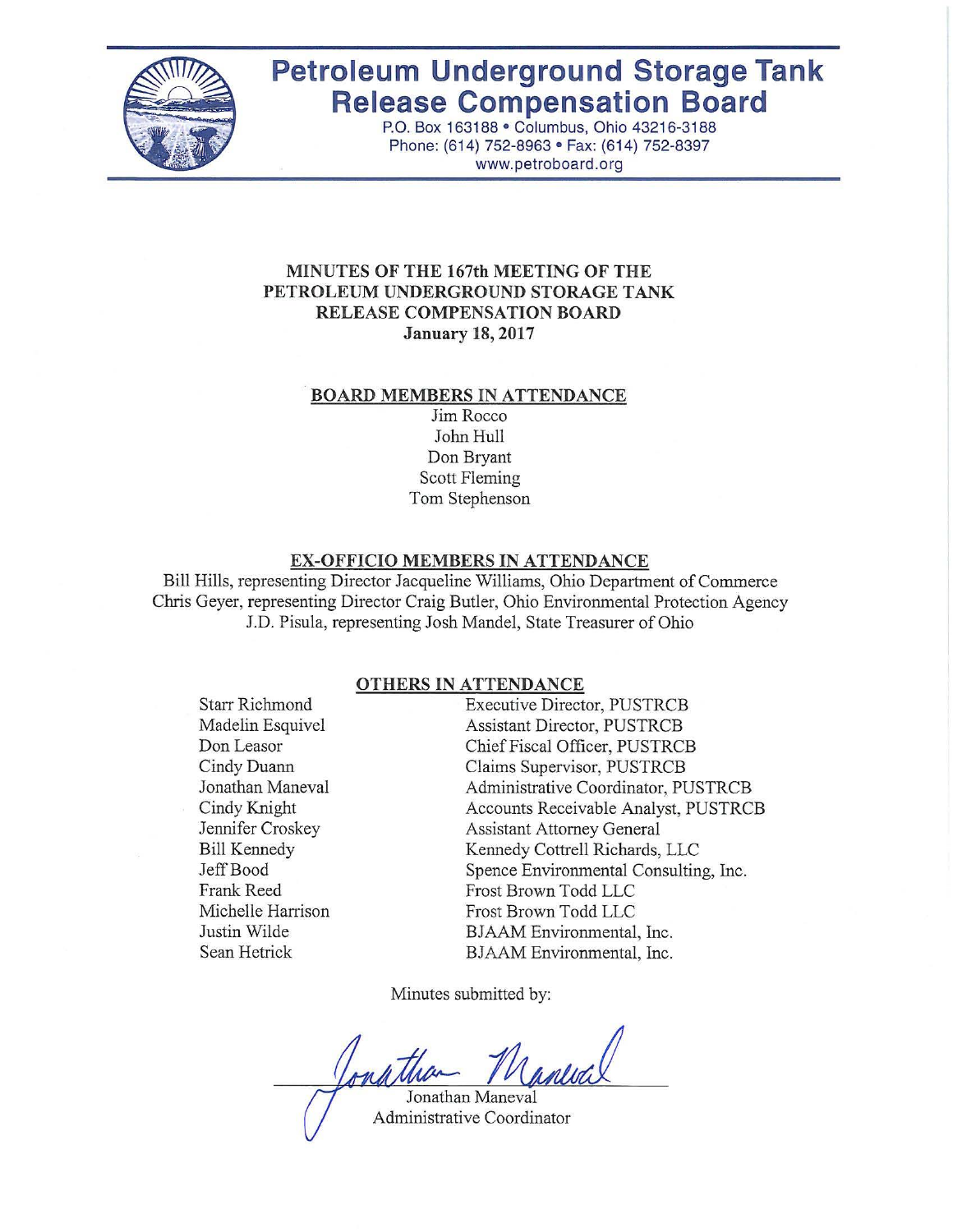# Petroleum Underground Storage Tank Release Compensation Board

P.O. Box 163188 • Columbus, Ohio 43216-3188
Phone: (614) 752-8963 • Fax: (614) 752-8397
www.petroboard.org

## MINUTES OF THE 167th MEETING OF THE PETROLEUM UNDERGROUND STORAGE TANK RELEASE COMPENSATION BOARD

**January 18, 2017**

### BOARD MEMBERS IN ATTENDANCE

Jim Rocco
John Hull
Don Bryant
Scott Fleming
Tom Stephenson

### EX-OFFICIO MEMBERS IN ATTENDANCE

Bill Hills, representing Director Jacqueline Williams, Ohio Department of Commerce
Chris Geyer, representing Director Craig Butler, Ohio Environmental Protection Agency
J.D. Pisula, representing Josh Mandel, State Treasurer of Ohio

### OTHERS IN ATTENDANCE

| | |
|---|---|
| Starr Richmond | Executive Director, PUSTRCB |
| Madelin Esquivel | Assistant Director, PUSTRCB |
| Don Leasor | Chief Fiscal Officer, PUSTRCB |
| Cindy Duann | Claims Supervisor, PUSTRCB |
| Jonathan Maneval | Administrative Coordinator, PUSTRCB |
| Cindy Knight | Accounts Receivable Analyst, PUSTRCB |
| Jennifer Croskey | Assistant Attorney General |
| Bill Kennedy | Kennedy Cottrell Richards, LLC |
| Jeff Bood | Spence Environmental Consulting, Inc. |
| Frank Reed | Frost Brown Todd LLC |
| Michelle Harrison | Frost Brown Todd LLC |
| Justin Wilde | BJAAM Environmental, Inc. |
| Sean Hetrick | BJAAM Environmental, Inc. |

Minutes submitted by:

Jonathan Maneval
Administrative Coordinator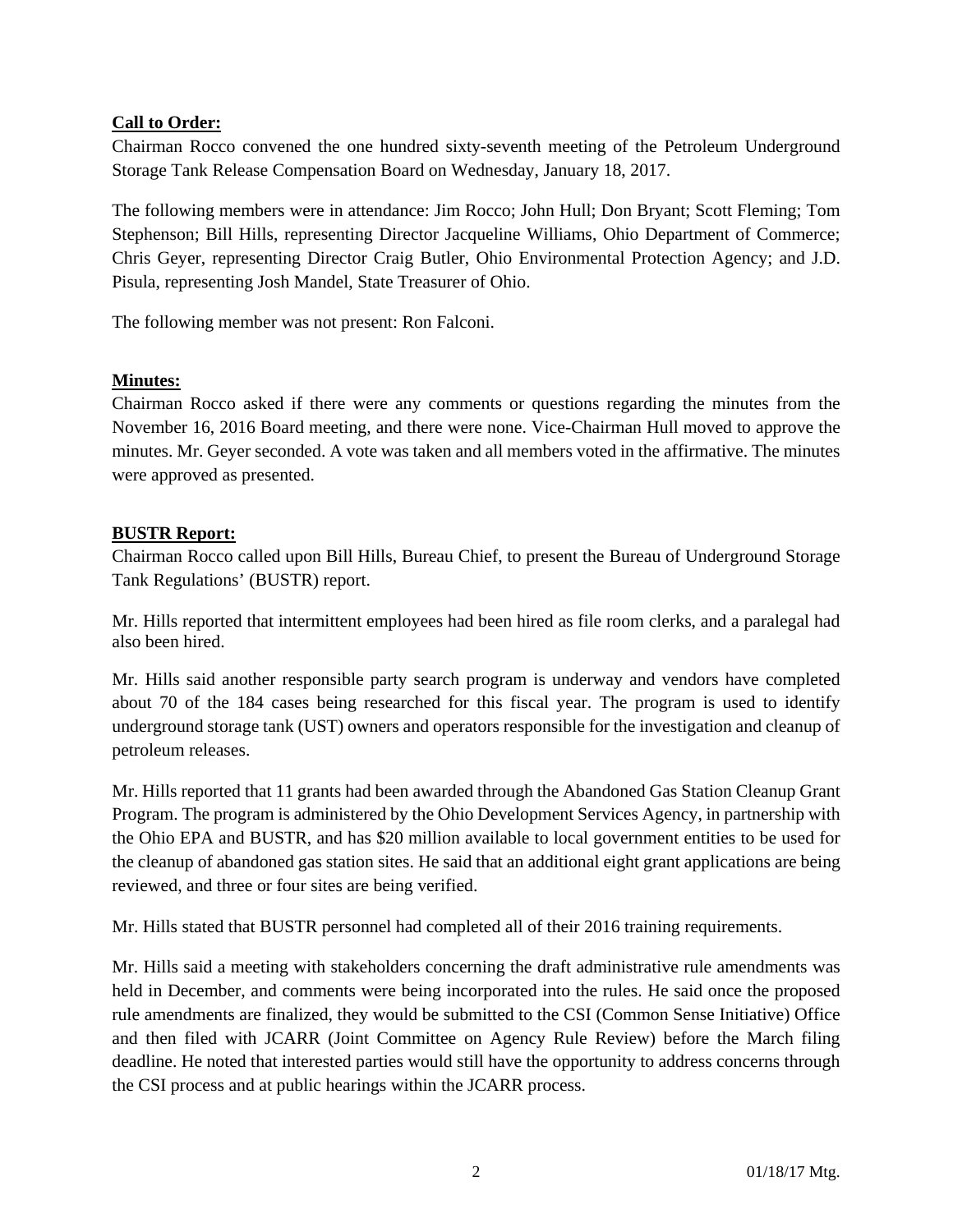**Call to Order:**

Chairman Rocco convened the one hundred sixty-seventh meeting of the Petroleum Underground Storage Tank Release Compensation Board on Wednesday, January 18, 2017.

The following members were in attendance: Jim Rocco; John Hull; Don Bryant; Scott Fleming; Tom Stephenson; Bill Hills, representing Director Jacqueline Williams, Ohio Department of Commerce; Chris Geyer, representing Director Craig Butler, Ohio Environmental Protection Agency; and J.D. Pisula, representing Josh Mandel, State Treasurer of Ohio.

The following member was not present: Ron Falconi.

**Minutes:**

Chairman Rocco asked if there were any comments or questions regarding the minutes from the November 16, 2016 Board meeting, and there were none. Vice-Chairman Hull moved to approve the minutes. Mr. Geyer seconded. A vote was taken and all members voted in the affirmative. The minutes were approved as presented.

**BUSTR Report:**

Chairman Rocco called upon Bill Hills, Bureau Chief, to present the Bureau of Underground Storage Tank Regulations' (BUSTR) report.

Mr. Hills reported that intermittent employees had been hired as file room clerks, and a paralegal had also been hired.

Mr. Hills said another responsible party search program is underway and vendors have completed about 70 of the 184 cases being researched for this fiscal year. The program is used to identify underground storage tank (UST) owners and operators responsible for the investigation and cleanup of petroleum releases.

Mr. Hills reported that 11 grants had been awarded through the Abandoned Gas Station Cleanup Grant Program. The program is administered by the Ohio Development Services Agency, in partnership with the Ohio EPA and BUSTR, and has $20 million available to local government entities to be used for the cleanup of abandoned gas station sites. He said that an additional eight grant applications are being reviewed, and three or four sites are being verified.

Mr. Hills stated that BUSTR personnel had completed all of their 2016 training requirements.

Mr. Hills said a meeting with stakeholders concerning the draft administrative rule amendments was held in December, and comments were being incorporated into the rules. He said once the proposed rule amendments are finalized, they would be submitted to the CSI (Common Sense Initiative) Office and then filed with JCARR (Joint Committee on Agency Rule Review) before the March filing deadline. He noted that interested parties would still have the opportunity to address concerns through the CSI process and at public hearings within the JCARR process.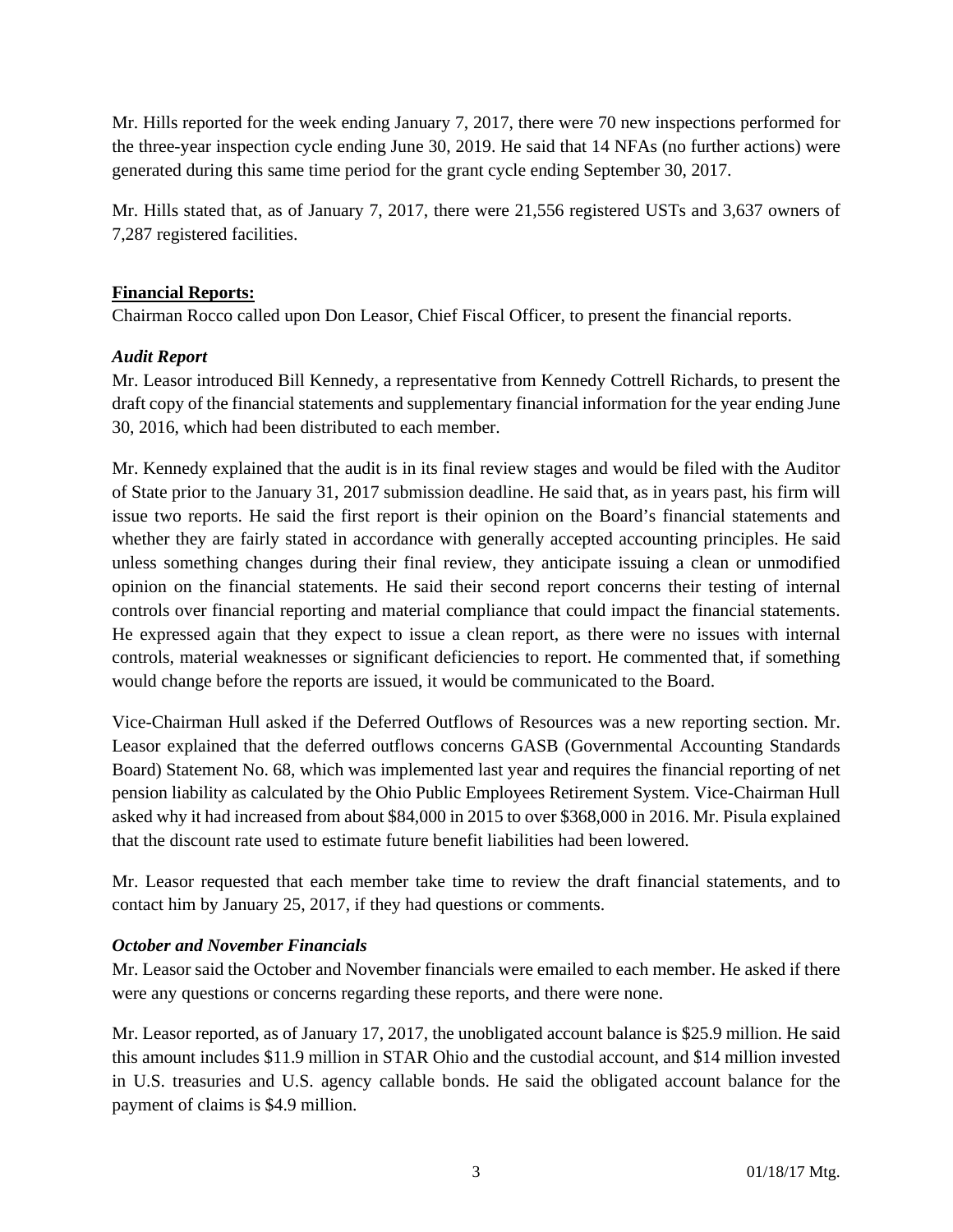Mr. Hills reported for the week ending January 7, 2017, there were 70 new inspections performed for the three-year inspection cycle ending June 30, 2019. He said that 14 NFAs (no further actions) were generated during this same time period for the grant cycle ending September 30, 2017.

Mr. Hills stated that, as of January 7, 2017, there were 21,556 registered USTs and 3,637 owners of 7,287 registered facilities.

**Financial Reports:**

Chairman Rocco called upon Don Leasor, Chief Fiscal Officer, to present the financial reports.

***Audit Report***

Mr. Leasor introduced Bill Kennedy, a representative from Kennedy Cottrell Richards, to present the draft copy of the financial statements and supplementary financial information for the year ending June 30, 2016, which had been distributed to each member.

Mr. Kennedy explained that the audit is in its final review stages and would be filed with the Auditor of State prior to the January 31, 2017 submission deadline. He said that, as in years past, his firm will issue two reports. He said the first report is their opinion on the Board's financial statements and whether they are fairly stated in accordance with generally accepted accounting principles. He said unless something changes during their final review, they anticipate issuing a clean or unmodified opinion on the financial statements. He said their second report concerns their testing of internal controls over financial reporting and material compliance that could impact the financial statements. He expressed again that they expect to issue a clean report, as there were no issues with internal controls, material weaknesses or significant deficiencies to report. He commented that, if something would change before the reports are issued, it would be communicated to the Board.

Vice-Chairman Hull asked if the Deferred Outflows of Resources was a new reporting section. Mr. Leasor explained that the deferred outflows concerns GASB (Governmental Accounting Standards Board) Statement No. 68, which was implemented last year and requires the financial reporting of net pension liability as calculated by the Ohio Public Employees Retirement System. Vice-Chairman Hull asked why it had increased from about $84,000 in 2015 to over $368,000 in 2016. Mr. Pisula explained that the discount rate used to estimate future benefit liabilities had been lowered.

Mr. Leasor requested that each member take time to review the draft financial statements, and to contact him by January 25, 2017, if they had questions or comments.

***October and November Financials***

Mr. Leasor said the October and November financials were emailed to each member. He asked if there were any questions or concerns regarding these reports, and there were none.

Mr. Leasor reported, as of January 17, 2017, the unobligated account balance is $25.9 million. He said this amount includes $11.9 million in STAR Ohio and the custodial account, and $14 million invested in U.S. treasuries and U.S. agency callable bonds. He said the obligated account balance for the payment of claims is $4.9 million.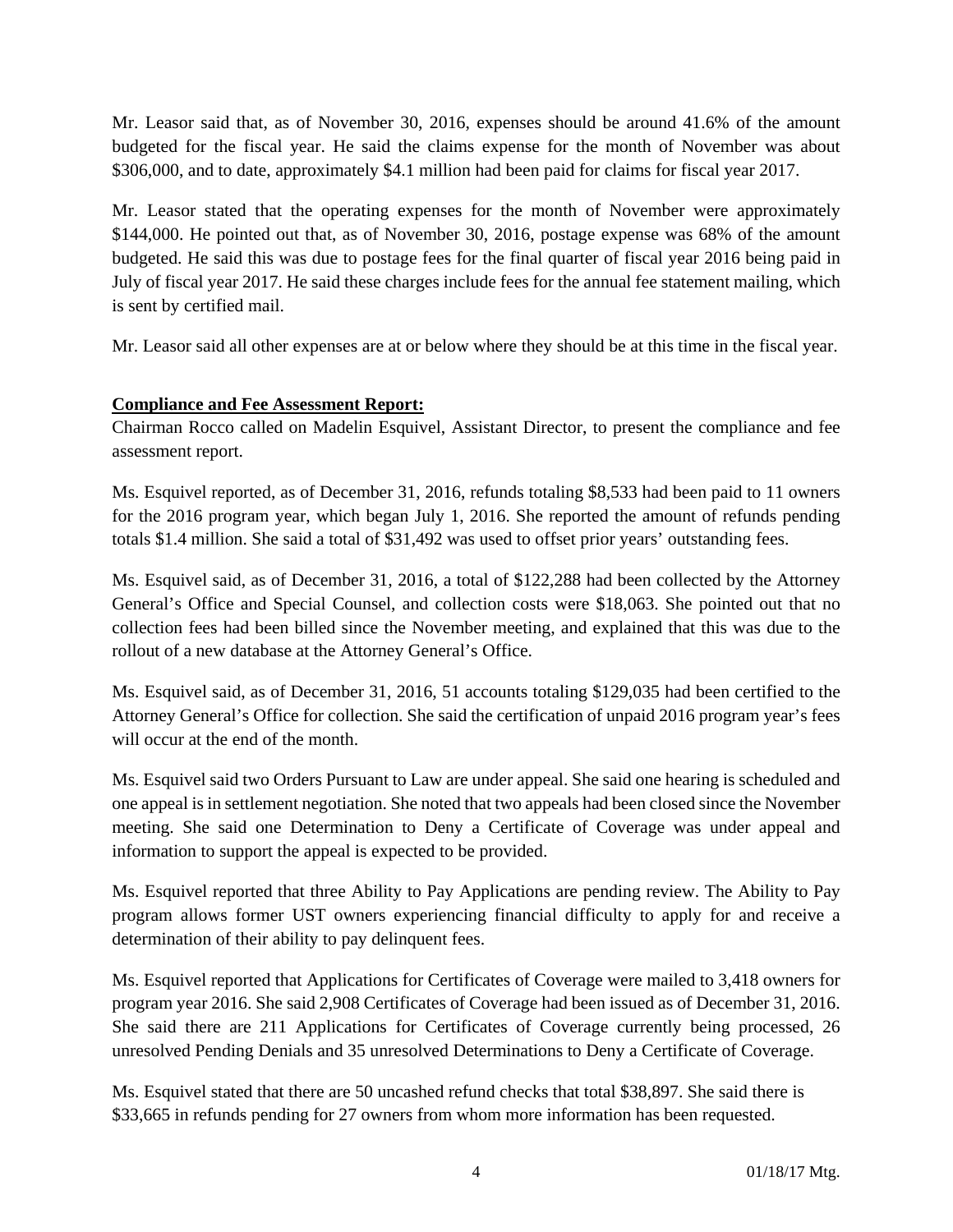Mr. Leasor said that, as of November 30, 2016, expenses should be around 41.6% of the amount budgeted for the fiscal year. He said the claims expense for the month of November was about $306,000, and to date, approximately $4.1 million had been paid for claims for fiscal year 2017.

Mr. Leasor stated that the operating expenses for the month of November were approximately $144,000. He pointed out that, as of November 30, 2016, postage expense was 68% of the amount budgeted. He said this was due to postage fees for the final quarter of fiscal year 2016 being paid in July of fiscal year 2017. He said these charges include fees for the annual fee statement mailing, which is sent by certified mail.

Mr. Leasor said all other expenses are at or below where they should be at this time in the fiscal year.

**Compliance and Fee Assessment Report:**

Chairman Rocco called on Madelin Esquivel, Assistant Director, to present the compliance and fee assessment report.

Ms. Esquivel reported, as of December 31, 2016, refunds totaling $8,533 had been paid to 11 owners for the 2016 program year, which began July 1, 2016. She reported the amount of refunds pending totals $1.4 million. She said a total of $31,492 was used to offset prior years' outstanding fees.

Ms. Esquivel said, as of December 31, 2016, a total of $122,288 had been collected by the Attorney General's Office and Special Counsel, and collection costs were $18,063. She pointed out that no collection fees had been billed since the November meeting, and explained that this was due to the rollout of a new database at the Attorney General's Office.

Ms. Esquivel said, as of December 31, 2016, 51 accounts totaling $129,035 had been certified to the Attorney General's Office for collection. She said the certification of unpaid 2016 program year's fees will occur at the end of the month.

Ms. Esquivel said two Orders Pursuant to Law are under appeal. She said one hearing is scheduled and one appeal is in settlement negotiation. She noted that two appeals had been closed since the November meeting. She said one Determination to Deny a Certificate of Coverage was under appeal and information to support the appeal is expected to be provided.

Ms. Esquivel reported that three Ability to Pay Applications are pending review. The Ability to Pay program allows former UST owners experiencing financial difficulty to apply for and receive a determination of their ability to pay delinquent fees.

Ms. Esquivel reported that Applications for Certificates of Coverage were mailed to 3,418 owners for program year 2016. She said 2,908 Certificates of Coverage had been issued as of December 31, 2016. She said there are 211 Applications for Certificates of Coverage currently being processed, 26 unresolved Pending Denials and 35 unresolved Determinations to Deny a Certificate of Coverage.

Ms. Esquivel stated that there are 50 uncashed refund checks that total $38,897. She said there is $33,665 in refunds pending for 27 owners from whom more information has been requested.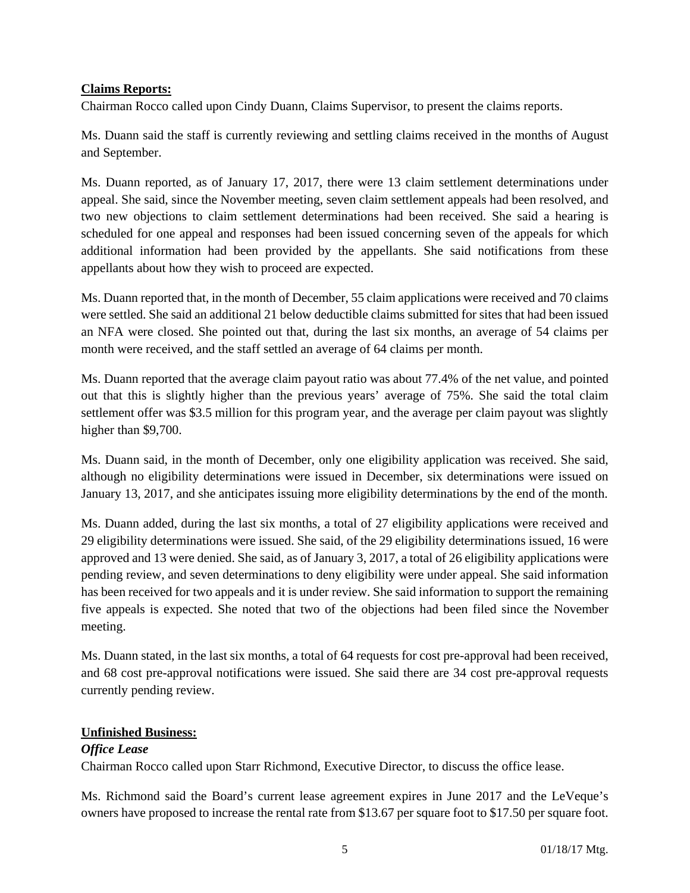**Claims Reports:**

Chairman Rocco called upon Cindy Duann, Claims Supervisor, to present the claims reports.

Ms. Duann said the staff is currently reviewing and settling claims received in the months of August and September.

Ms. Duann reported, as of January 17, 2017, there were 13 claim settlement determinations under appeal. She said, since the November meeting, seven claim settlement appeals had been resolved, and two new objections to claim settlement determinations had been received. She said a hearing is scheduled for one appeal and responses had been issued concerning seven of the appeals for which additional information had been provided by the appellants. She said notifications from these appellants about how they wish to proceed are expected.

Ms. Duann reported that, in the month of December, 55 claim applications were received and 70 claims were settled. She said an additional 21 below deductible claims submitted for sites that had been issued an NFA were closed. She pointed out that, during the last six months, an average of 54 claims per month were received, and the staff settled an average of 64 claims per month.

Ms. Duann reported that the average claim payout ratio was about 77.4% of the net value, and pointed out that this is slightly higher than the previous years' average of 75%. She said the total claim settlement offer was $3.5 million for this program year, and the average per claim payout was slightly higher than $9,700.

Ms. Duann said, in the month of December, only one eligibility application was received. She said, although no eligibility determinations were issued in December, six determinations were issued on January 13, 2017, and she anticipates issuing more eligibility determinations by the end of the month.

Ms. Duann added, during the last six months, a total of 27 eligibility applications were received and 29 eligibility determinations were issued. She said, of the 29 eligibility determinations issued, 16 were approved and 13 were denied. She said, as of January 3, 2017, a total of 26 eligibility applications were pending review, and seven determinations to deny eligibility were under appeal. She said information has been received for two appeals and it is under review. She said information to support the remaining five appeals is expected. She noted that two of the objections had been filed since the November meeting.

Ms. Duann stated, in the last six months, a total of 64 requests for cost pre-approval had been received, and 68 cost pre-approval notifications were issued. She said there are 34 cost pre-approval requests currently pending review.

**Unfinished Business:**

***Office Lease***

Chairman Rocco called upon Starr Richmond, Executive Director, to discuss the office lease.

Ms. Richmond said the Board's current lease agreement expires in June 2017 and the LeVeque's owners have proposed to increase the rental rate from $13.67 per square foot to $17.50 per square foot.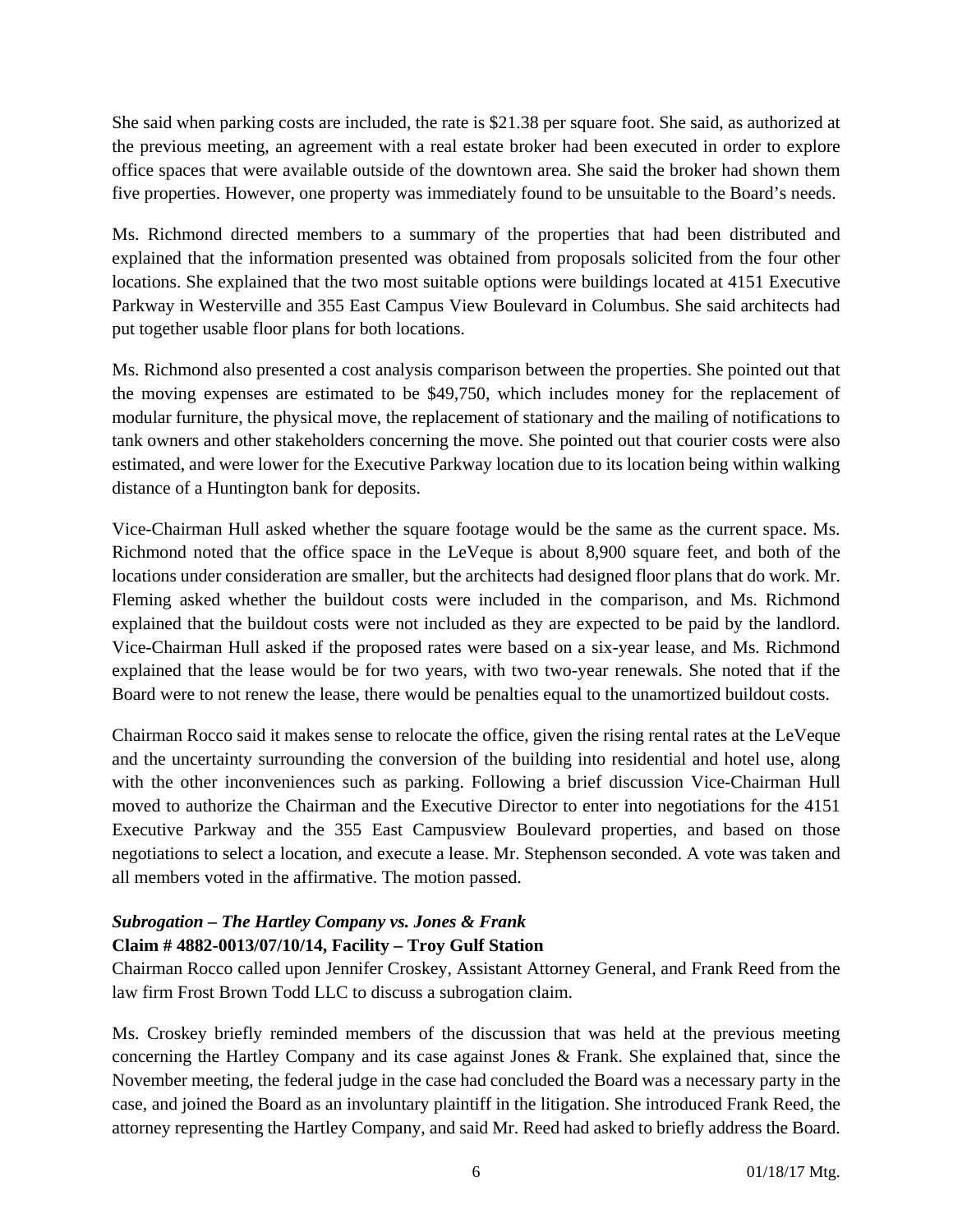She said when parking costs are included, the rate is $21.38 per square foot. She said, as authorized at the previous meeting, an agreement with a real estate broker had been executed in order to explore office spaces that were available outside of the downtown area. She said the broker had shown them five properties. However, one property was immediately found to be unsuitable to the Board's needs.

Ms. Richmond directed members to a summary of the properties that had been distributed and explained that the information presented was obtained from proposals solicited from the four other locations. She explained that the two most suitable options were buildings located at 4151 Executive Parkway in Westerville and 355 East Campus View Boulevard in Columbus. She said architects had put together usable floor plans for both locations.

Ms. Richmond also presented a cost analysis comparison between the properties. She pointed out that the moving expenses are estimated to be $49,750, which includes money for the replacement of modular furniture, the physical move, the replacement of stationary and the mailing of notifications to tank owners and other stakeholders concerning the move. She pointed out that courier costs were also estimated, and were lower for the Executive Parkway location due to its location being within walking distance of a Huntington bank for deposits.

Vice-Chairman Hull asked whether the square footage would be the same as the current space. Ms. Richmond noted that the office space in the LeVeque is about 8,900 square feet, and both of the locations under consideration are smaller, but the architects had designed floor plans that do work. Mr. Fleming asked whether the buildout costs were included in the comparison, and Ms. Richmond explained that the buildout costs were not included as they are expected to be paid by the landlord. Vice-Chairman Hull asked if the proposed rates were based on a six-year lease, and Ms. Richmond explained that the lease would be for two years, with two two-year renewals. She noted that if the Board were to not renew the lease, there would be penalties equal to the unamortized buildout costs.

Chairman Rocco said it makes sense to relocate the office, given the rising rental rates at the LeVeque and the uncertainty surrounding the conversion of the building into residential and hotel use, along with the other inconveniences such as parking. Following a brief discussion Vice-Chairman Hull moved to authorize the Chairman and the Executive Director to enter into negotiations for the 4151 Executive Parkway and the 355 East Campusview Boulevard properties, and based on those negotiations to select a location, and execute a lease. Mr. Stephenson seconded. A vote was taken and all members voted in the affirmative. The motion passed.

***Subrogation – The Hartley Company vs. Jones & Frank***
**Claim # 4882-0013/07/10/14, Facility – Troy Gulf Station**

Chairman Rocco called upon Jennifer Croskey, Assistant Attorney General, and Frank Reed from the law firm Frost Brown Todd LLC to discuss a subrogation claim.

Ms. Croskey briefly reminded members of the discussion that was held at the previous meeting concerning the Hartley Company and its case against Jones & Frank. She explained that, since the November meeting, the federal judge in the case had concluded the Board was a necessary party in the case, and joined the Board as an involuntary plaintiff in the litigation. She introduced Frank Reed, the attorney representing the Hartley Company, and said Mr. Reed had asked to briefly address the Board.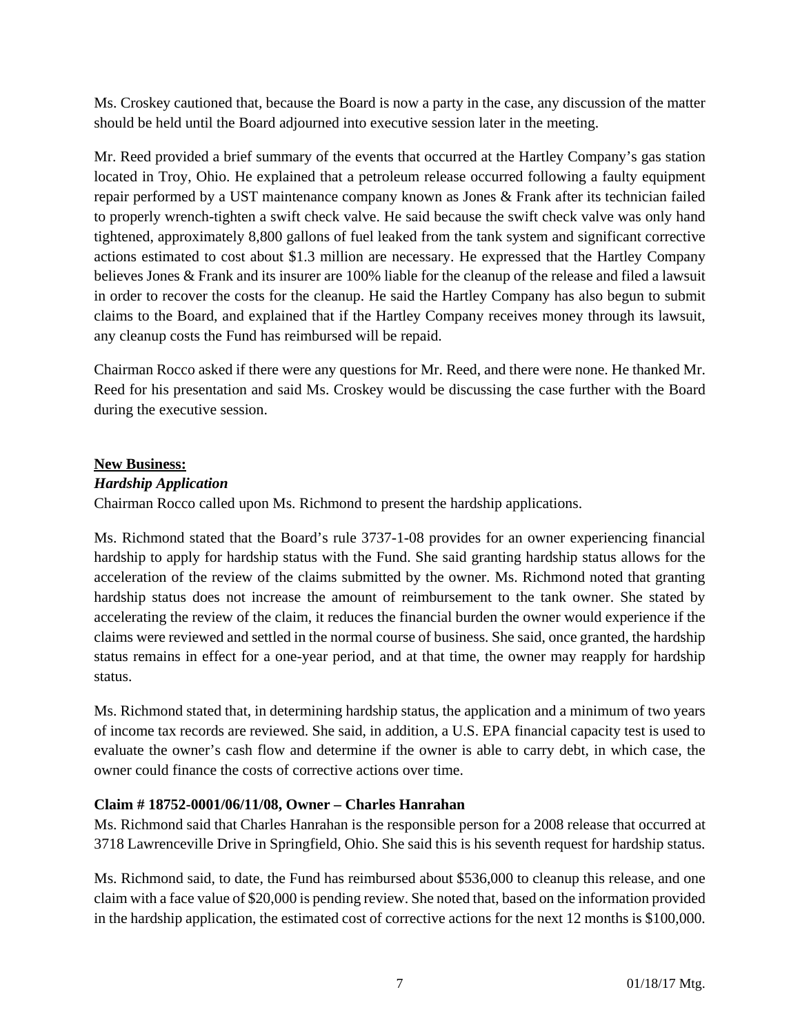Ms. Croskey cautioned that, because the Board is now a party in the case, any discussion of the matter should be held until the Board adjourned into executive session later in the meeting.

Mr. Reed provided a brief summary of the events that occurred at the Hartley Company's gas station located in Troy, Ohio. He explained that a petroleum release occurred following a faulty equipment repair performed by a UST maintenance company known as Jones & Frank after its technician failed to properly wrench-tighten a swift check valve. He said because the swift check valve was only hand tightened, approximately 8,800 gallons of fuel leaked from the tank system and significant corrective actions estimated to cost about $1.3 million are necessary. He expressed that the Hartley Company believes Jones & Frank and its insurer are 100% liable for the cleanup of the release and filed a lawsuit in order to recover the costs for the cleanup. He said the Hartley Company has also begun to submit claims to the Board, and explained that if the Hartley Company receives money through its lawsuit, any cleanup costs the Fund has reimbursed will be repaid.

Chairman Rocco asked if there were any questions for Mr. Reed, and there were none. He thanked Mr. Reed for his presentation and said Ms. Croskey would be discussing the case further with the Board during the executive session.

**New Business:**

***Hardship Application***

Chairman Rocco called upon Ms. Richmond to present the hardship applications.

Ms. Richmond stated that the Board's rule 3737-1-08 provides for an owner experiencing financial hardship to apply for hardship status with the Fund. She said granting hardship status allows for the acceleration of the review of the claims submitted by the owner. Ms. Richmond noted that granting hardship status does not increase the amount of reimbursement to the tank owner. She stated by accelerating the review of the claim, it reduces the financial burden the owner would experience if the claims were reviewed and settled in the normal course of business. She said, once granted, the hardship status remains in effect for a one-year period, and at that time, the owner may reapply for hardship status.

Ms. Richmond stated that, in determining hardship status, the application and a minimum of two years of income tax records are reviewed. She said, in addition, a U.S. EPA financial capacity test is used to evaluate the owner's cash flow and determine if the owner is able to carry debt, in which case, the owner could finance the costs of corrective actions over time.

**Claim # 18752-0001/06/11/08, Owner – Charles Hanrahan**

Ms. Richmond said that Charles Hanrahan is the responsible person for a 2008 release that occurred at 3718 Lawrenceville Drive in Springfield, Ohio. She said this is his seventh request for hardship status.

Ms. Richmond said, to date, the Fund has reimbursed about $536,000 to cleanup this release, and one claim with a face value of $20,000 is pending review. She noted that, based on the information provided in the hardship application, the estimated cost of corrective actions for the next 12 months is $100,000.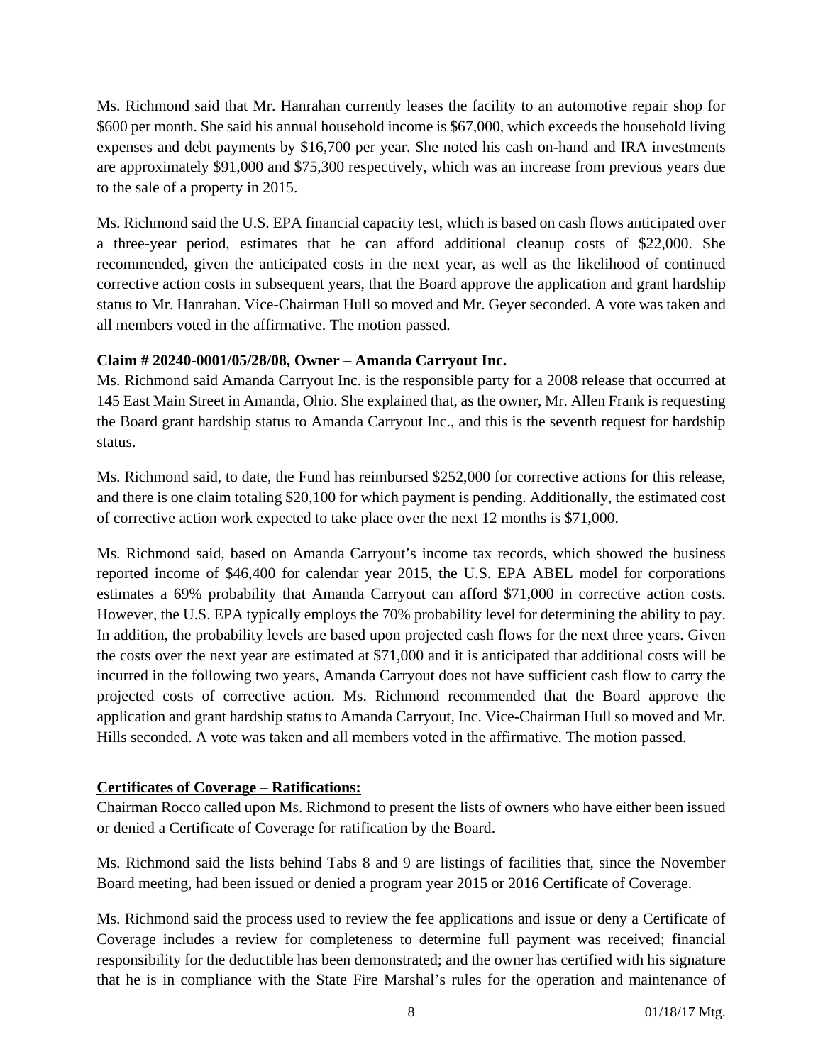Ms. Richmond said that Mr. Hanrahan currently leases the facility to an automotive repair shop for $600 per month. She said his annual household income is $67,000, which exceeds the household living expenses and debt payments by $16,700 per year. She noted his cash on-hand and IRA investments are approximately $91,000 and $75,300 respectively, which was an increase from previous years due to the sale of a property in 2015.

Ms. Richmond said the U.S. EPA financial capacity test, which is based on cash flows anticipated over a three-year period, estimates that he can afford additional cleanup costs of $22,000. She recommended, given the anticipated costs in the next year, as well as the likelihood of continued corrective action costs in subsequent years, that the Board approve the application and grant hardship status to Mr. Hanrahan. Vice-Chairman Hull so moved and Mr. Geyer seconded. A vote was taken and all members voted in the affirmative. The motion passed.

**Claim # 20240-0001/05/28/08, Owner – Amanda Carryout Inc.**

Ms. Richmond said Amanda Carryout Inc. is the responsible party for a 2008 release that occurred at 145 East Main Street in Amanda, Ohio. She explained that, as the owner, Mr. Allen Frank is requesting the Board grant hardship status to Amanda Carryout Inc., and this is the seventh request for hardship status.

Ms. Richmond said, to date, the Fund has reimbursed $252,000 for corrective actions for this release, and there is one claim totaling $20,100 for which payment is pending. Additionally, the estimated cost of corrective action work expected to take place over the next 12 months is $71,000.

Ms. Richmond said, based on Amanda Carryout's income tax records, which showed the business reported income of $46,400 for calendar year 2015, the U.S. EPA ABEL model for corporations estimates a 69% probability that Amanda Carryout can afford $71,000 in corrective action costs. However, the U.S. EPA typically employs the 70% probability level for determining the ability to pay. In addition, the probability levels are based upon projected cash flows for the next three years. Given the costs over the next year are estimated at $71,000 and it is anticipated that additional costs will be incurred in the following two years, Amanda Carryout does not have sufficient cash flow to carry the projected costs of corrective action. Ms. Richmond recommended that the Board approve the application and grant hardship status to Amanda Carryout, Inc. Vice-Chairman Hull so moved and Mr. Hills seconded. A vote was taken and all members voted in the affirmative. The motion passed.

**Certificates of Coverage – Ratifications:**

Chairman Rocco called upon Ms. Richmond to present the lists of owners who have either been issued or denied a Certificate of Coverage for ratification by the Board.

Ms. Richmond said the lists behind Tabs 8 and 9 are listings of facilities that, since the November Board meeting, had been issued or denied a program year 2015 or 2016 Certificate of Coverage.

Ms. Richmond said the process used to review the fee applications and issue or deny a Certificate of Coverage includes a review for completeness to determine full payment was received; financial responsibility for the deductible has been demonstrated; and the owner has certified with his signature that he is in compliance with the State Fire Marshal's rules for the operation and maintenance of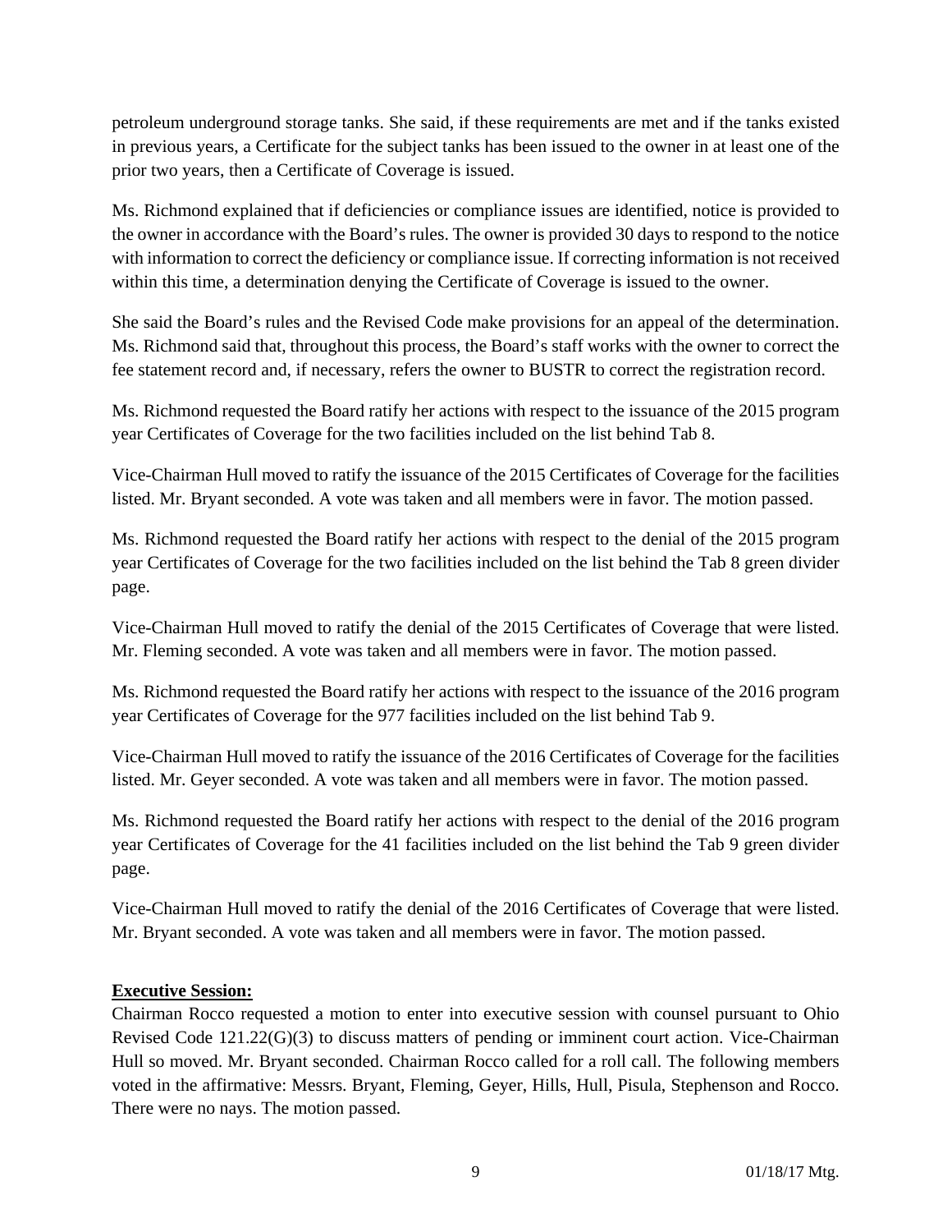petroleum underground storage tanks. She said, if these requirements are met and if the tanks existed in previous years, a Certificate for the subject tanks has been issued to the owner in at least one of the prior two years, then a Certificate of Coverage is issued.

Ms. Richmond explained that if deficiencies or compliance issues are identified, notice is provided to the owner in accordance with the Board's rules. The owner is provided 30 days to respond to the notice with information to correct the deficiency or compliance issue. If correcting information is not received within this time, a determination denying the Certificate of Coverage is issued to the owner.

She said the Board's rules and the Revised Code make provisions for an appeal of the determination. Ms. Richmond said that, throughout this process, the Board's staff works with the owner to correct the fee statement record and, if necessary, refers the owner to BUSTR to correct the registration record.

Ms. Richmond requested the Board ratify her actions with respect to the issuance of the 2015 program year Certificates of Coverage for the two facilities included on the list behind Tab 8.

Vice-Chairman Hull moved to ratify the issuance of the 2015 Certificates of Coverage for the facilities listed. Mr. Bryant seconded. A vote was taken and all members were in favor. The motion passed.

Ms. Richmond requested the Board ratify her actions with respect to the denial of the 2015 program year Certificates of Coverage for the two facilities included on the list behind the Tab 8 green divider page.

Vice-Chairman Hull moved to ratify the denial of the 2015 Certificates of Coverage that were listed. Mr. Fleming seconded. A vote was taken and all members were in favor. The motion passed.

Ms. Richmond requested the Board ratify her actions with respect to the issuance of the 2016 program year Certificates of Coverage for the 977 facilities included on the list behind Tab 9.

Vice-Chairman Hull moved to ratify the issuance of the 2016 Certificates of Coverage for the facilities listed. Mr. Geyer seconded. A vote was taken and all members were in favor. The motion passed.

Ms. Richmond requested the Board ratify her actions with respect to the denial of the 2016 program year Certificates of Coverage for the 41 facilities included on the list behind the Tab 9 green divider page.

Vice-Chairman Hull moved to ratify the denial of the 2016 Certificates of Coverage that were listed. Mr. Bryant seconded. A vote was taken and all members were in favor. The motion passed.

**Executive Session:**

Chairman Rocco requested a motion to enter into executive session with counsel pursuant to Ohio Revised Code 121.22(G)(3) to discuss matters of pending or imminent court action. Vice-Chairman Hull so moved. Mr. Bryant seconded. Chairman Rocco called for a roll call. The following members voted in the affirmative: Messrs. Bryant, Fleming, Geyer, Hills, Hull, Pisula, Stephenson and Rocco. There were no nays. The motion passed.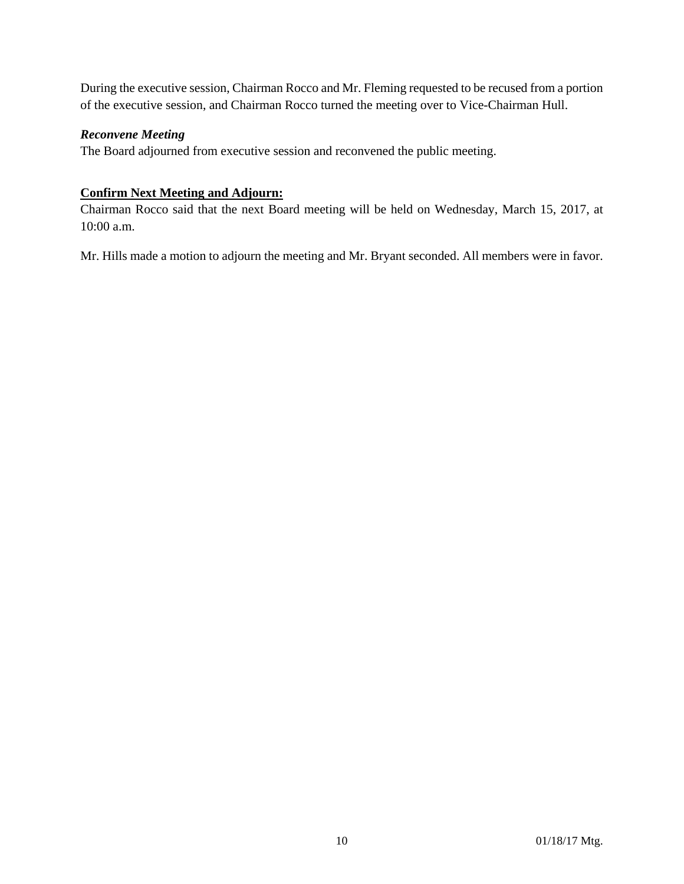During the executive session, Chairman Rocco and Mr. Fleming requested to be recused from a portion of the executive session, and Chairman Rocco turned the meeting over to Vice-Chairman Hull.

***Reconvene Meeting***

The Board adjourned from executive session and reconvened the public meeting.

**Confirm Next Meeting and Adjourn:**

Chairman Rocco said that the next Board meeting will be held on Wednesday, March 15, 2017, at 10:00 a.m.

Mr. Hills made a motion to adjourn the meeting and Mr. Bryant seconded. All members were in favor.